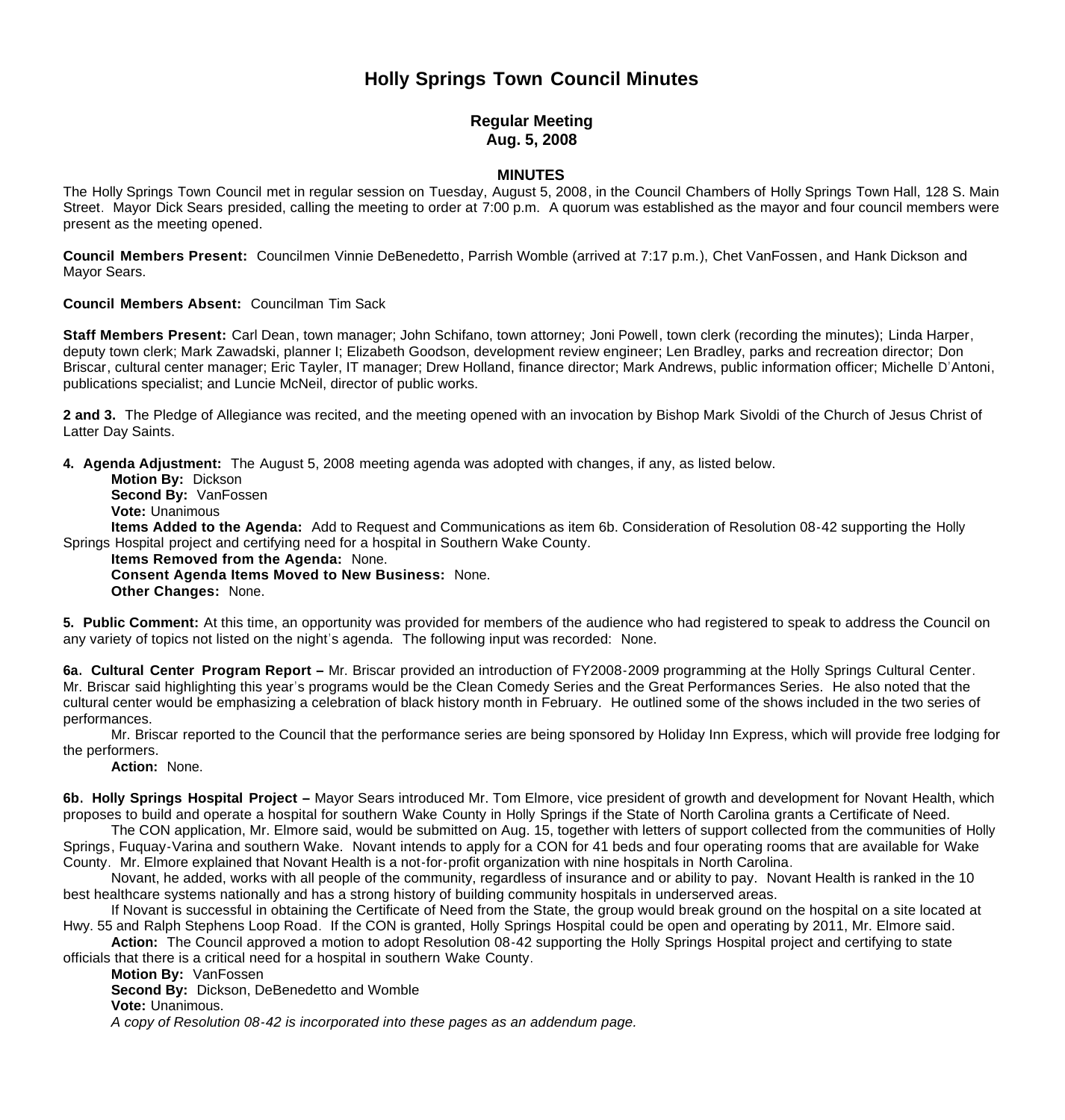# Holly Springs Town Council Minutes

## Regular Meeting
## Aug. 5, 2008

### MINUTES

The Holly Springs Town Council met in regular session on Tuesday, August 5, 2008, in the Council Chambers of Holly Springs Town Hall, 128 S. Main Street. Mayor Dick Sears presided, calling the meeting to order at 7:00 p.m. A quorum was established as the mayor and four council members were present as the meeting opened.

**Council Members Present:** Councilmen Vinnie DeBenedetto, Parrish Womble (arrived at 7:17 p.m.), Chet VanFossen, and Hank Dickson and Mayor Sears.

**Council Members Absent:** Councilman Tim Sack

**Staff Members Present:** Carl Dean, town manager; John Schifano, town attorney; Joni Powell, town clerk (recording the minutes); Linda Harper, deputy town clerk; Mark Zawadski, planner I; Elizabeth Goodson, development review engineer; Len Bradley, parks and recreation director; Don Briscar, cultural center manager; Eric Tayler, IT manager; Drew Holland, finance director; Mark Andrews, public information officer; Michelle D'Antoni, publications specialist; and Luncie McNeil, director of public works.

**2 and 3.** The Pledge of Allegiance was recited, and the meeting opened with an invocation by Bishop Mark Sivoldi of the Church of Jesus Christ of Latter Day Saints.

**4. Agenda Adjustment:** The August 5, 2008 meeting agenda was adopted with changes, if any, as listed below.

**Motion By:** Dickson
**Second By:** VanFossen
**Vote:** Unanimous
**Items Added to the Agenda:** Add to Request and Communications as item 6b. Consideration of Resolution 08-42 supporting the Holly Springs Hospital project and certifying need for a hospital in Southern Wake County.
**Items Removed from the Agenda:** None.
**Consent Agenda Items Moved to New Business:** None.
**Other Changes:** None.

**5. Public Comment:** At this time, an opportunity was provided for members of the audience who had registered to speak to address the Council on any variety of topics not listed on the night's agenda. The following input was recorded: None.

**6a. Cultural Center Program Report –** Mr. Briscar provided an introduction of FY2008-2009 programming at the Holly Springs Cultural Center. Mr. Briscar said highlighting this year's programs would be the Clean Comedy Series and the Great Performances Series. He also noted that the cultural center would be emphasizing a celebration of black history month in February. He outlined some of the shows included in the two series of performances.

Mr. Briscar reported to the Council that the performance series are being sponsored by Holiday Inn Express, which will provide free lodging for the performers.

**Action:** None.

**6b. Holly Springs Hospital Project –** Mayor Sears introduced Mr. Tom Elmore, vice president of growth and development for Novant Health, which proposes to build and operate a hospital for southern Wake County in Holly Springs if the State of North Carolina grants a Certificate of Need.

The CON application, Mr. Elmore said, would be submitted on Aug. 15, together with letters of support collected from the communities of Holly Springs, Fuquay-Varina and southern Wake. Novant intends to apply for a CON for 41 beds and four operating rooms that are available for Wake County. Mr. Elmore explained that Novant Health is a not-for-profit organization with nine hospitals in North Carolina.

Novant, he added, works with all people of the community, regardless of insurance and or ability to pay. Novant Health is ranked in the 10 best healthcare systems nationally and has a strong history of building community hospitals in underserved areas.

If Novant is successful in obtaining the Certificate of Need from the State, the group would break ground on the hospital on a site located at Hwy. 55 and Ralph Stephens Loop Road. If the CON is granted, Holly Springs Hospital could be open and operating by 2011, Mr. Elmore said.

**Action:** The Council approved a motion to adopt Resolution 08-42 supporting the Holly Springs Hospital project and certifying to state officials that there is a critical need for a hospital in southern Wake County.

**Motion By:** VanFossen
**Second By:** Dickson, DeBenedetto and Womble
**Vote:** Unanimous.
*A copy of Resolution 08-42 is incorporated into these pages as an addendum page.*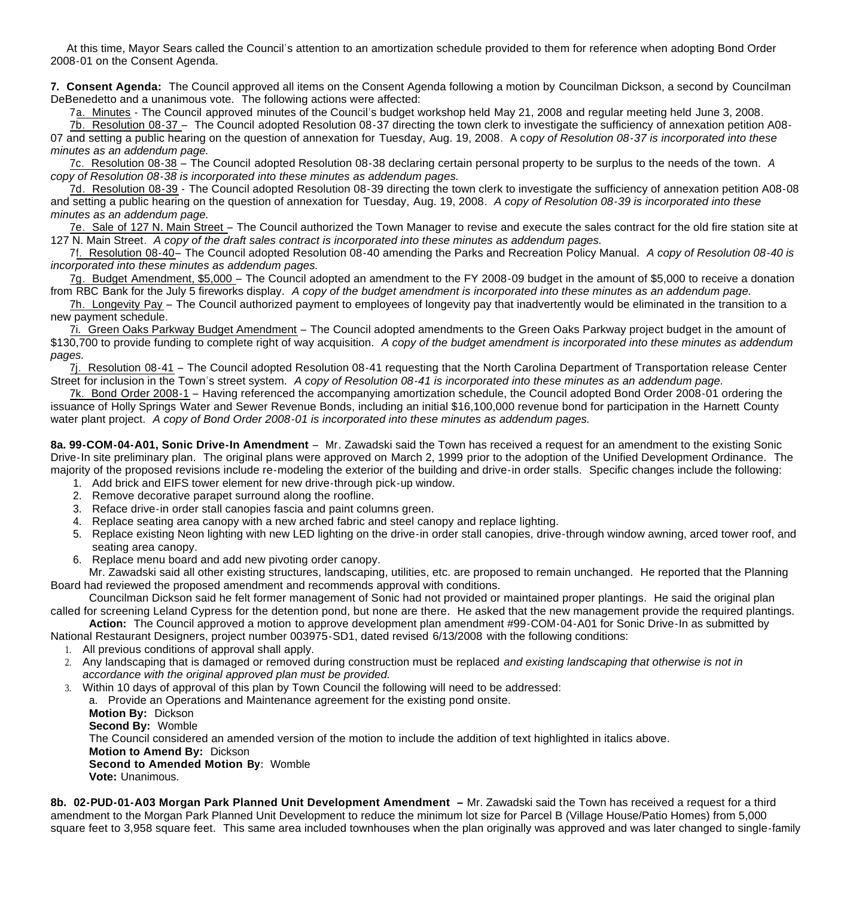At this time, Mayor Sears called the Council's attention to an amortization schedule provided to them for reference when adopting Bond Order 2008-01 on the Consent Agenda.

**7. Consent Agenda:** The Council approved all items on the Consent Agenda following a motion by Councilman Dickson, a second by Councilman DeBenedetto and a unanimous vote. The following actions were affected:

7a. Minutes - The Council approved minutes of the Council's budget workshop held May 21, 2008 and regular meeting held June 3, 2008.

7b. Resolution 08-37 – The Council adopted Resolution 08-37 directing the town clerk to investigate the sufficiency of annexation petition A08-07 and setting a public hearing on the question of annexation for Tuesday, Aug. 19, 2008. A c*opy of Resolution 08-37 is incorporated into these minutes as an addendum page.*

7c. Resolution 08-38 – The Council adopted Resolution 08-38 declaring certain personal property to be surplus to the needs of the town. *A copy of Resolution 08-38 is incorporated into these minutes as addendum pages.*

7d. Resolution 08-39 - The Council adopted Resolution 08-39 directing the town clerk to investigate the sufficiency of annexation petition A08-08 and setting a public hearing on the question of annexation for Tuesday, Aug. 19, 2008. *A copy of Resolution 08-39 is incorporated into these minutes as an addendum page.*

7e. Sale of 127 N. Main Street – The Council authorized the Town Manager to revise and execute the sales contract for the old fire station site at 127 N. Main Street. *A copy of the draft sales contract is incorporated into these minutes as addendum pages.*

7f. Resolution 08-40– The Council adopted Resolution 08-40 amending the Parks and Recreation Policy Manual. *A copy of Resolution 08-40 is incorporated into these minutes as addendum pages.*

7g. Budget Amendment, $5,000 – The Council adopted an amendment to the FY 2008-09 budget in the amount of $5,000 to receive a donation from RBC Bank for the July 5 fireworks display. *A copy of the budget amendment is incorporated into these minutes as an addendum page.*

7h. Longevity Pay – The Council authorized payment to employees of longevity pay that inadvertently would be eliminated in the transition to a new payment schedule.

7i. Green Oaks Parkway Budget Amendment – The Council adopted amendments to the Green Oaks Parkway project budget in the amount of $130,700 to provide funding to complete right of way acquisition. *A copy of the budget amendment is incorporated into these minutes as addendum pages.*

7j. Resolution 08-41 – The Council adopted Resolution 08-41 requesting that the North Carolina Department of Transportation release Center Street for inclusion in the Town's street system. *A copy of Resolution 08-41 is incorporated into these minutes as an addendum page.*

7k. Bond Order 2008-1 – Having referenced the accompanying amortization schedule, the Council adopted Bond Order 2008-01 ordering the issuance of Holly Springs Water and Sewer Revenue Bonds, including an initial $16,100,000 revenue bond for participation in the Harnett County water plant project. *A copy of Bond Order 2008-01 is incorporated into these minutes as addendum pages.*

**8a. 99-COM-04-A01, Sonic Drive-In Amendment** – Mr. Zawadski said the Town has received a request for an amendment to the existing Sonic Drive-In site preliminary plan. The original plans were approved on March 2, 1999 prior to the adoption of the Unified Development Ordinance. The majority of the proposed revisions include re-modeling the exterior of the building and drive-in order stalls. Specific changes include the following:

1. Add brick and EIFS tower element for new drive-through pick-up window.
2. Remove decorative parapet surround along the roofline.
3. Reface drive-in order stall canopies fascia and paint columns green.
4. Replace seating area canopy with a new arched fabric and steel canopy and replace lighting.
5. Replace existing Neon lighting with new LED lighting on the drive-in order stall canopies, drive-through window awning, arced tower roof, and seating area canopy.
6. Replace menu board and add new pivoting order canopy.

Mr. Zawadski said all other existing structures, landscaping, utilities, etc. are proposed to remain unchanged. He reported that the Planning Board had reviewed the proposed amendment and recommends approval with conditions.

Councilman Dickson said he felt former management of Sonic had not provided or maintained proper plantings. He said the original plan called for screening Leland Cypress for the detention pond, but none are there. He asked that the new management provide the required plantings.

**Action:** The Council approved a motion to approve development plan amendment #99-COM-04-A01 for Sonic Drive-In as submitted by National Restaurant Designers, project number 003975-SD1, dated revised 6/13/2008 with the following conditions:

1. All previous conditions of approval shall apply.
2. Any landscaping that is damaged or removed during construction must be replaced *and existing landscaping that otherwise is not in accordance with the original approved plan must be provided.*
3. Within 10 days of approval of this plan by Town Council the following will need to be addressed:
   a. Provide an Operations and Maintenance agreement for the existing pond onsite.

**Motion By:** Dickson
**Second By:** Womble
The Council considered an amended version of the motion to include the addition of text highlighted in italics above.
**Motion to Amend By:** Dickson
**Second to Amended Motion By**: Womble
**Vote:** Unanimous.

**8b. 02-PUD-01-A03 Morgan Park Planned Unit Development Amendment –** Mr. Zawadski said the Town has received a request for a third amendment to the Morgan Park Planned Unit Development to reduce the minimum lot size for Parcel B (Village House/Patio Homes) from 5,000 square feet to 3,958 square feet. This same area included townhouses when the plan originally was approved and was later changed to single-family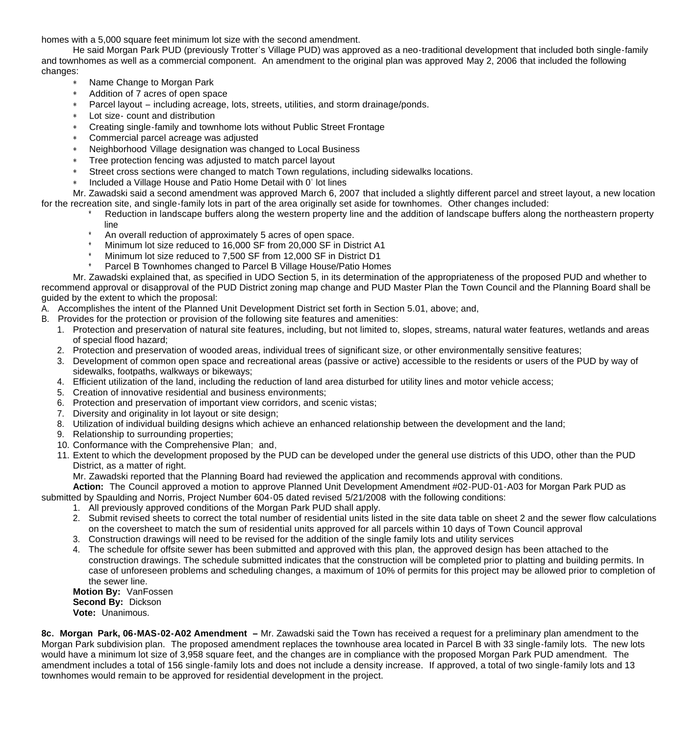homes with a 5,000 square feet minimum lot size with the second amendment.

He said Morgan Park PUD (previously Trotter's Village PUD) was approved as a neo-traditional development that included both single-family and townhomes as well as a commercial component. An amendment to the original plan was approved May 2, 2006 that included the following changes:

- Name Change to Morgan Park
- Addition of 7 acres of open space
- Parcel layout – including acreage, lots, streets, utilities, and storm drainage/ponds.
- Lot size- count and distribution
- Creating single-family and townhome lots without Public Street Frontage
- Commercial parcel acreage was adjusted
- Neighborhood Village designation was changed to Local Business
- Tree protection fencing was adjusted to match parcel layout
- Street cross sections were changed to match Town regulations, including sidewalks locations.
- Included a Village House and Patio Home Detail with 0' lot lines

Mr. Zawadski said a second amendment was approved March 6, 2007 that included a slightly different parcel and street layout, a new location for the recreation site, and single-family lots in part of the area originally set aside for townhomes. Other changes included:

- Reduction in landscape buffers along the western property line and the addition of landscape buffers along the northeastern property line
- An overall reduction of approximately 5 acres of open space.
- Minimum lot size reduced to 16,000 SF from 20,000 SF in District A1
- Minimum lot size reduced to 7,500 SF from 12,000 SF in District D1
- Parcel B Townhomes changed to Parcel B Village House/Patio Homes

Mr. Zawadski explained that, as specified in UDO Section 5, in its determination of the appropriateness of the proposed PUD and whether to recommend approval or disapproval of the PUD District zoning map change and PUD Master Plan the Town Council and the Planning Board shall be guided by the extent to which the proposal:

A. Accomplishes the intent of the Planned Unit Development District set forth in Section 5.01, above; and,
B. Provides for the protection or provision of the following site features and amenities:
   1. Protection and preservation of natural site features, including, but not limited to, slopes, streams, natural water features, wetlands and areas of special flood hazard;
   2. Protection and preservation of wooded areas, individual trees of significant size, or other environmentally sensitive features;
   3. Development of common open space and recreational areas (passive or active) accessible to the residents or users of the PUD by way of sidewalks, footpaths, walkways or bikeways;
   4. Efficient utilization of the land, including the reduction of land area disturbed for utility lines and motor vehicle access;
   5. Creation of innovative residential and business environments;
   6. Protection and preservation of important view corridors, and scenic vistas;
   7. Diversity and originality in lot layout or site design;
   8. Utilization of individual building designs which achieve an enhanced relationship between the development and the land;
   9. Relationship to surrounding properties;
   10. Conformance with the Comprehensive Plan; and,
   11. Extent to which the development proposed by the PUD can be developed under the general use districts of this UDO, other than the PUD District, as a matter of right.

Mr. Zawadski reported that the Planning Board had reviewed the application and recommends approval with conditions.

**Action:** The Council approved a motion to approve Planned Unit Development Amendment #02-PUD-01-A03 for Morgan Park PUD as submitted by Spaulding and Norris, Project Number 604-05 dated revised 5/21/2008 with the following conditions:

1. All previously approved conditions of the Morgan Park PUD shall apply.
2. Submit revised sheets to correct the total number of residential units listed in the site data table on sheet 2 and the sewer flow calculations on the coversheet to match the sum of residential units approved for all parcels within 10 days of Town Council approval
3. Construction drawings will need to be revised for the addition of the single family lots and utility services
4. The schedule for offsite sewer has been submitted and approved with this plan, the approved design has been attached to the construction drawings. The schedule submitted indicates that the construction will be completed prior to platting and building permits. In case of unforeseen problems and scheduling changes, a maximum of 10% of permits for this project may be allowed prior to completion of the sewer line.

**Motion By:** VanFossen
**Second By:** Dickson
**Vote:** Unanimous.

**8c. Morgan Park, 06-MAS-02-A02 Amendment –** Mr. Zawadski said the Town has received a request for a preliminary plan amendment to the Morgan Park subdivision plan. The proposed amendment replaces the townhouse area located in Parcel B with 33 single-family lots. The new lots would have a minimum lot size of 3,958 square feet, and the changes are in compliance with the proposed Morgan Park PUD amendment. The amendment includes a total of 156 single-family lots and does not include a density increase. If approved, a total of two single-family lots and 13 townhomes would remain to be approved for residential development in the project.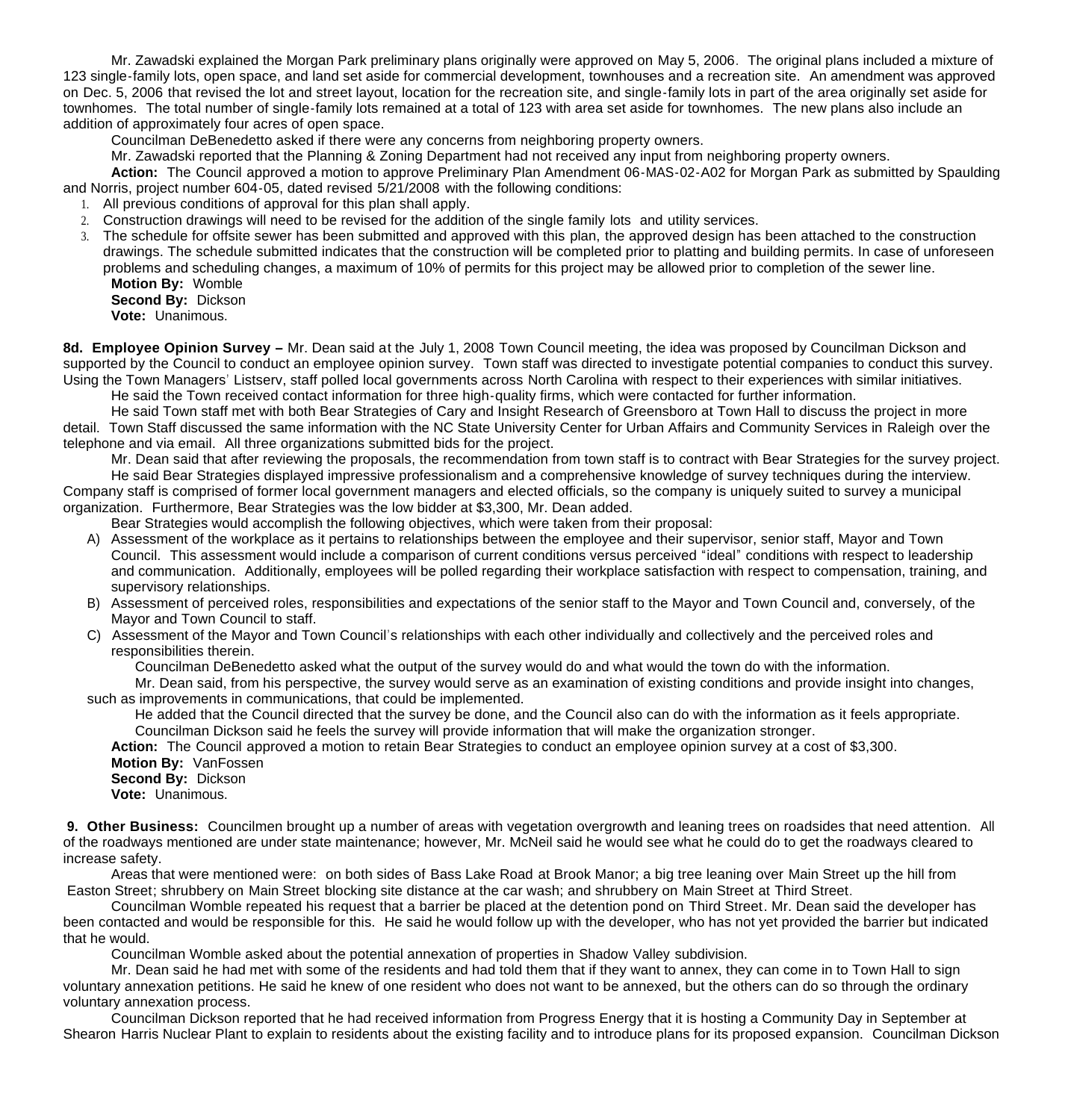Mr. Zawadski explained the Morgan Park preliminary plans originally were approved on May 5, 2006. The original plans included a mixture of 123 single-family lots, open space, and land set aside for commercial development, townhouses and a recreation site. An amendment was approved on Dec. 5, 2006 that revised the lot and street layout, location for the recreation site, and single-family lots in part of the area originally set aside for townhomes. The total number of single-family lots remained at a total of 123 with area set aside for townhomes. The new plans also include an addition of approximately four acres of open space.

Councilman DeBenedetto asked if there were any concerns from neighboring property owners.

Mr. Zawadski reported that the Planning & Zoning Department had not received any input from neighboring property owners.

**Action:** The Council approved a motion to approve Preliminary Plan Amendment 06-MAS-02-A02 for Morgan Park as submitted by Spaulding and Norris, project number 604-05, dated revised 5/21/2008 with the following conditions:

1. All previous conditions of approval for this plan shall apply.
2. Construction drawings will need to be revised for the addition of the single family lots and utility services.
3. The schedule for offsite sewer has been submitted and approved with this plan, the approved design has been attached to the construction drawings. The schedule submitted indicates that the construction will be completed prior to platting and building permits. In case of unforeseen problems and scheduling changes, a maximum of 10% of permits for this project may be allowed prior to completion of the sewer line.

**Motion By:** Womble
**Second By:** Dickson
**Vote:** Unanimous.

**8d. Employee Opinion Survey –** Mr. Dean said at the July 1, 2008 Town Council meeting, the idea was proposed by Councilman Dickson and supported by the Council to conduct an employee opinion survey. Town staff was directed to investigate potential companies to conduct this survey. Using the Town Managers' Listserv, staff polled local governments across North Carolina with respect to their experiences with similar initiatives.

He said the Town received contact information for three high-quality firms, which were contacted for further information.

He said Town staff met with both Bear Strategies of Cary and Insight Research of Greensboro at Town Hall to discuss the project in more detail. Town Staff discussed the same information with the NC State University Center for Urban Affairs and Community Services in Raleigh over the telephone and via email. All three organizations submitted bids for the project.

Mr. Dean said that after reviewing the proposals, the recommendation from town staff is to contract with Bear Strategies for the survey project.

He said Bear Strategies displayed impressive professionalism and a comprehensive knowledge of survey techniques during the interview. Company staff is comprised of former local government managers and elected officials, so the company is uniquely suited to survey a municipal organization. Furthermore, Bear Strategies was the low bidder at $3,300, Mr. Dean added.

Bear Strategies would accomplish the following objectives, which were taken from their proposal:

A) Assessment of the workplace as it pertains to relationships between the employee and their supervisor, senior staff, Mayor and Town Council. This assessment would include a comparison of current conditions versus perceived "ideal" conditions with respect to leadership and communication. Additionally, employees will be polled regarding their workplace satisfaction with respect to compensation, training, and supervisory relationships.
B) Assessment of perceived roles, responsibilities and expectations of the senior staff to the Mayor and Town Council and, conversely, of the Mayor and Town Council to staff.
C) Assessment of the Mayor and Town Council's relationships with each other individually and collectively and the perceived roles and responsibilities therein.

Councilman DeBenedetto asked what the output of the survey would do and what would the town do with the information.

Mr. Dean said, from his perspective, the survey would serve as an examination of existing conditions and provide insight into changes, such as improvements in communications, that could be implemented.

He added that the Council directed that the survey be done, and the Council also can do with the information as it feels appropriate.

Councilman Dickson said he feels the survey will provide information that will make the organization stronger.

**Action:** The Council approved a motion to retain Bear Strategies to conduct an employee opinion survey at a cost of $3,300.
**Motion By:** VanFossen
**Second By:** Dickson
**Vote:** Unanimous.

**9. Other Business:** Councilmen brought up a number of areas with vegetation overgrowth and leaning trees on roadsides that need attention. All of the roadways mentioned are under state maintenance; however, Mr. McNeil said he would see what he could do to get the roadways cleared to increase safety.

Areas that were mentioned were: on both sides of Bass Lake Road at Brook Manor; a big tree leaning over Main Street up the hill from Easton Street; shrubbery on Main Street blocking site distance at the car wash; and shrubbery on Main Street at Third Street.

Councilman Womble repeated his request that a barrier be placed at the detention pond on Third Street. Mr. Dean said the developer has been contacted and would be responsible for this. He said he would follow up with the developer, who has not yet provided the barrier but indicated that he would.

Councilman Womble asked about the potential annexation of properties in Shadow Valley subdivision.

Mr. Dean said he had met with some of the residents and had told them that if they want to annex, they can come in to Town Hall to sign voluntary annexation petitions. He said he knew of one resident who does not want to be annexed, but the others can do so through the ordinary voluntary annexation process.

Councilman Dickson reported that he had received information from Progress Energy that it is hosting a Community Day in September at Shearon Harris Nuclear Plant to explain to residents about the existing facility and to introduce plans for its proposed expansion. Councilman Dickson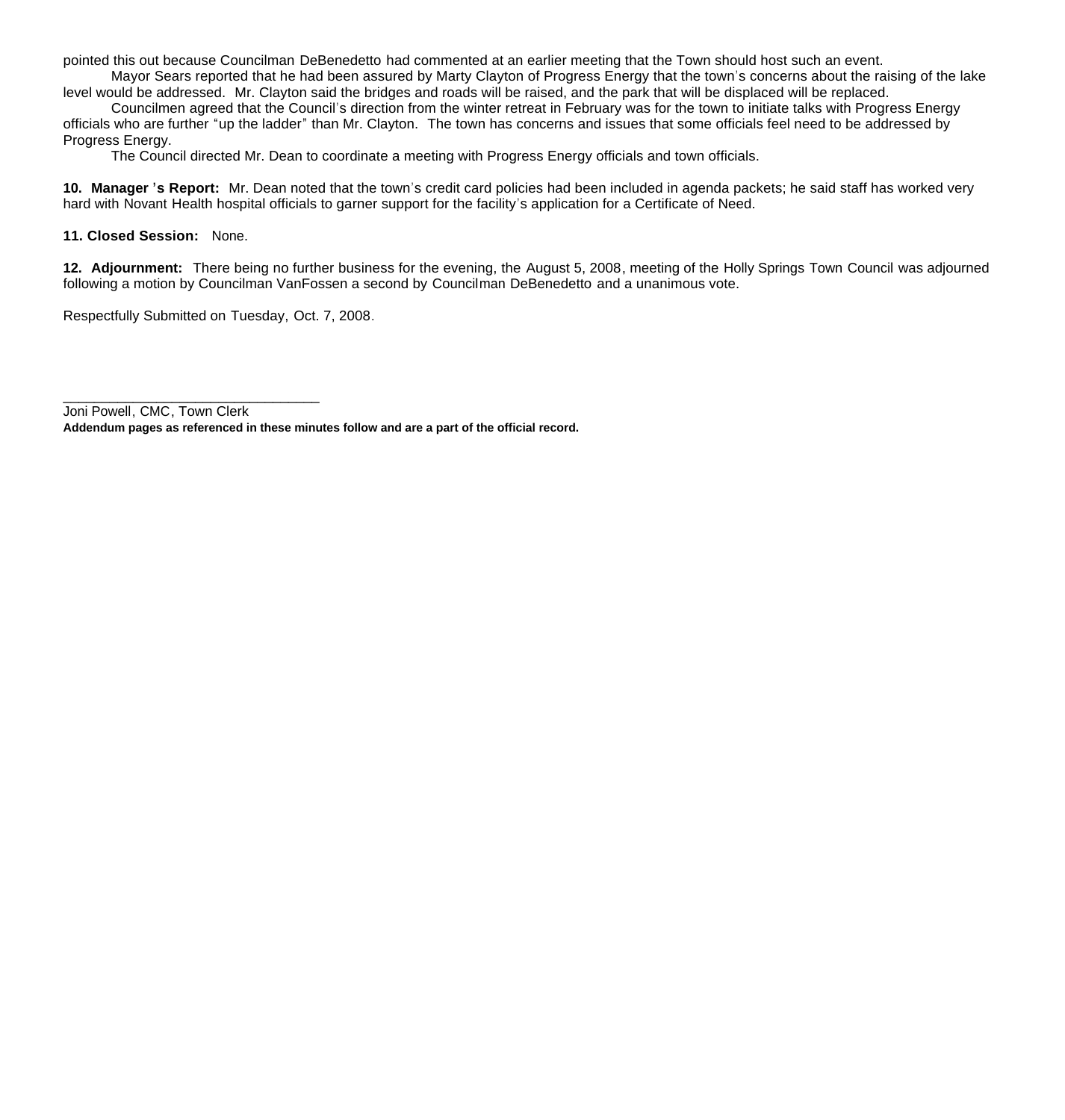pointed this out because Councilman DeBenedetto had commented at an earlier meeting that the Town should host such an event.

Mayor Sears reported that he had been assured by Marty Clayton of Progress Energy that the town's concerns about the raising of the lake level would be addressed. Mr. Clayton said the bridges and roads will be raised, and the park that will be displaced will be replaced.

Councilmen agreed that the Council's direction from the winter retreat in February was for the town to initiate talks with Progress Energy officials who are further "up the ladder" than Mr. Clayton. The town has concerns and issues that some officials feel need to be addressed by Progress Energy.

The Council directed Mr. Dean to coordinate a meeting with Progress Energy officials and town officials.

**10. Manager's Report:** Mr. Dean noted that the town's credit card policies had been included in agenda packets; he said staff has worked very hard with Novant Health hospital officials to garner support for the facility's application for a Certificate of Need.

**11. Closed Session:** None.

**12. Adjournment:** There being no further business for the evening, the August 5, 2008, meeting of the Holly Springs Town Council was adjourned following a motion by Councilman VanFossen a second by Councilman DeBenedetto and a unanimous vote.

Respectfully Submitted on Tuesday, Oct. 7, 2008.

\_\_\_\_\_\_\_\_\_\_\_\_\_\_\_\_\_\_\_\_\_\_\_\_\_\_\_\_\_\_\_\_\_\_

Joni Powell, CMC, Town Clerk

**Addendum pages as referenced in these minutes follow and are a part of the official record.**